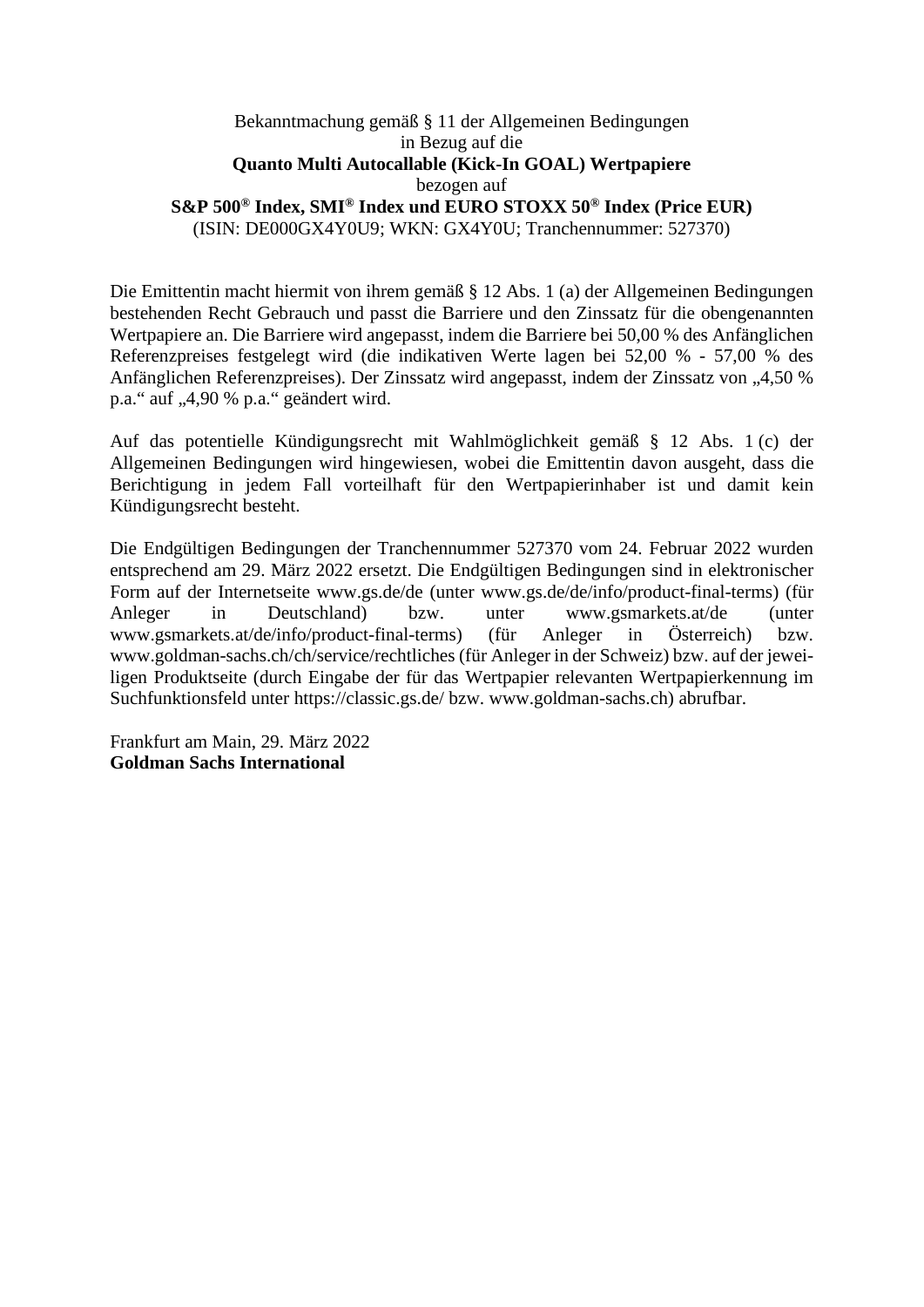Bekanntmachung gemäß § 11 der Allgemeinen Bedingungen
in Bezug auf die
**Quanto Multi Autocallable (Kick-In GOAL) Wertpapiere**
bezogen auf
**S&P 500® Index, SMI® Index und EURO STOXX 50® Index (Price EUR)**
(ISIN: DE000GX4Y0U9; WKN: GX4Y0U; Tranchennummer: 527370)

Die Emittentin macht hiermit von ihrem gemäß § 12 Abs. 1 (a) der Allgemeinen Bedingungen bestehenden Recht Gebrauch und passt die Barriere und den Zinssatz für die obengenannten Wertpapiere an. Die Barriere wird angepasst, indem die Barriere bei 50,00 % des Anfänglichen Referenzpreises festgelegt wird (die indikativen Werte lagen bei 52,00 % - 57,00 % des Anfänglichen Referenzpreises). Der Zinssatz wird angepasst, indem der Zinssatz von „4,50 % p.a.“ auf „4,90 % p.a.“ geändert wird.

Auf das potentielle Kündigungsrecht mit Wahlmöglichkeit gemäß § 12 Abs. 1 (c) der Allgemeinen Bedingungen wird hingewiesen, wobei die Emittentin davon ausgeht, dass die Berichtigung in jedem Fall vorteilhaft für den Wertpapierinhaber ist und damit kein Kündigungsrecht besteht.

Die Endgültigen Bedingungen der Tranchennummer 527370 vom 24. Februar 2022 wurden entsprechend am 29. März 2022 ersetzt. Die Endgültigen Bedingungen sind in elektronischer Form auf der Internetseite www.gs.de/de (unter www.gs.de/de/info/product-final-terms) (für Anleger in Deutschland) bzw. unter www.gsmarkets.at/de (unter www.gsmarkets.at/de/info/product-final-terms) (für Anleger in Österreich) bzw. www.goldman-sachs.ch/ch/service/rechtliches (für Anleger in der Schweiz) bzw. auf der jeweiligen Produktseite (durch Eingabe der für das Wertpapier relevanten Wertpapierkennung im Suchfunktionsfeld unter https://classic.gs.de/ bzw. www.goldman-sachs.ch) abrufbar.

Frankfurt am Main, 29. März 2022
**Goldman Sachs International**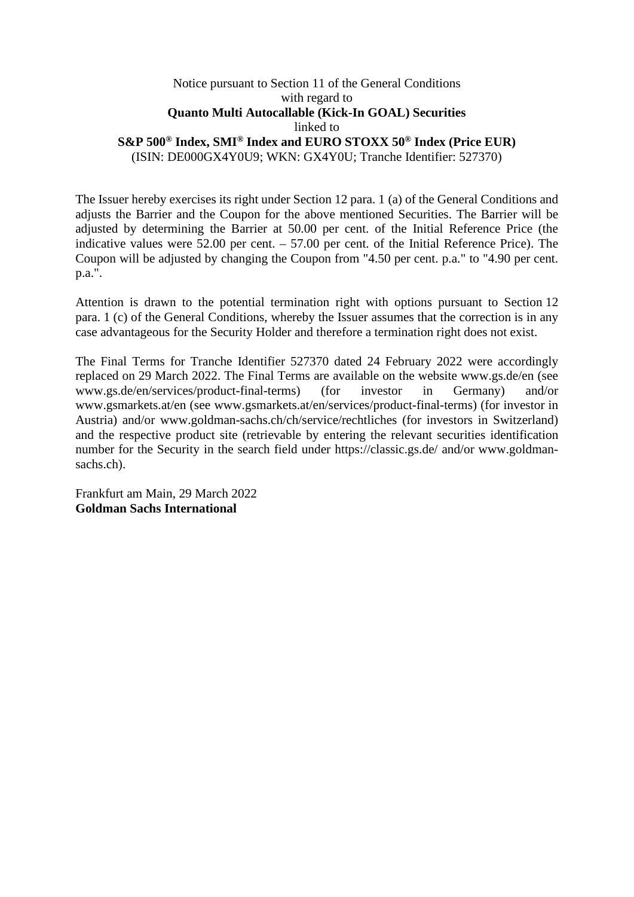Notice pursuant to Section 11 of the General Conditions
with regard to
**Quanto Multi Autocallable (Kick-In GOAL) Securities**
linked to
**S&P 500® Index, SMI® Index and EURO STOXX 50® Index (Price EUR)**
(ISIN: DE000GX4Y0U9; WKN: GX4Y0U; Tranche Identifier: 527370)

The Issuer hereby exercises its right under Section 12 para. 1 (a) of the General Conditions and adjusts the Barrier and the Coupon for the above mentioned Securities. The Barrier will be adjusted by determining the Barrier at 50.00 per cent. of the Initial Reference Price (the indicative values were 52.00 per cent. – 57.00 per cent. of the Initial Reference Price). The Coupon will be adjusted by changing the Coupon from "4.50 per cent. p.a." to "4.90 per cent. p.a.".

Attention is drawn to the potential termination right with options pursuant to Section 12 para. 1 (c) of the General Conditions, whereby the Issuer assumes that the correction is in any case advantageous for the Security Holder and therefore a termination right does not exist.

The Final Terms for Tranche Identifier 527370 dated 24 February 2022 were accordingly replaced on 29 March 2022. The Final Terms are available on the website www.gs.de/en (see www.gs.de/en/services/product-final-terms) (for investor in Germany) and/or www.gsmarkets.at/en (see www.gsmarkets.at/en/services/product-final-terms) (for investor in Austria) and/or www.goldman-sachs.ch/ch/service/rechtliches (for investors in Switzerland) and the respective product site (retrievable by entering the relevant securities identification number for the Security in the search field under https://classic.gs.de/ and/or www.goldman-sachs.ch).

Frankfurt am Main, 29 March 2022
**Goldman Sachs International**